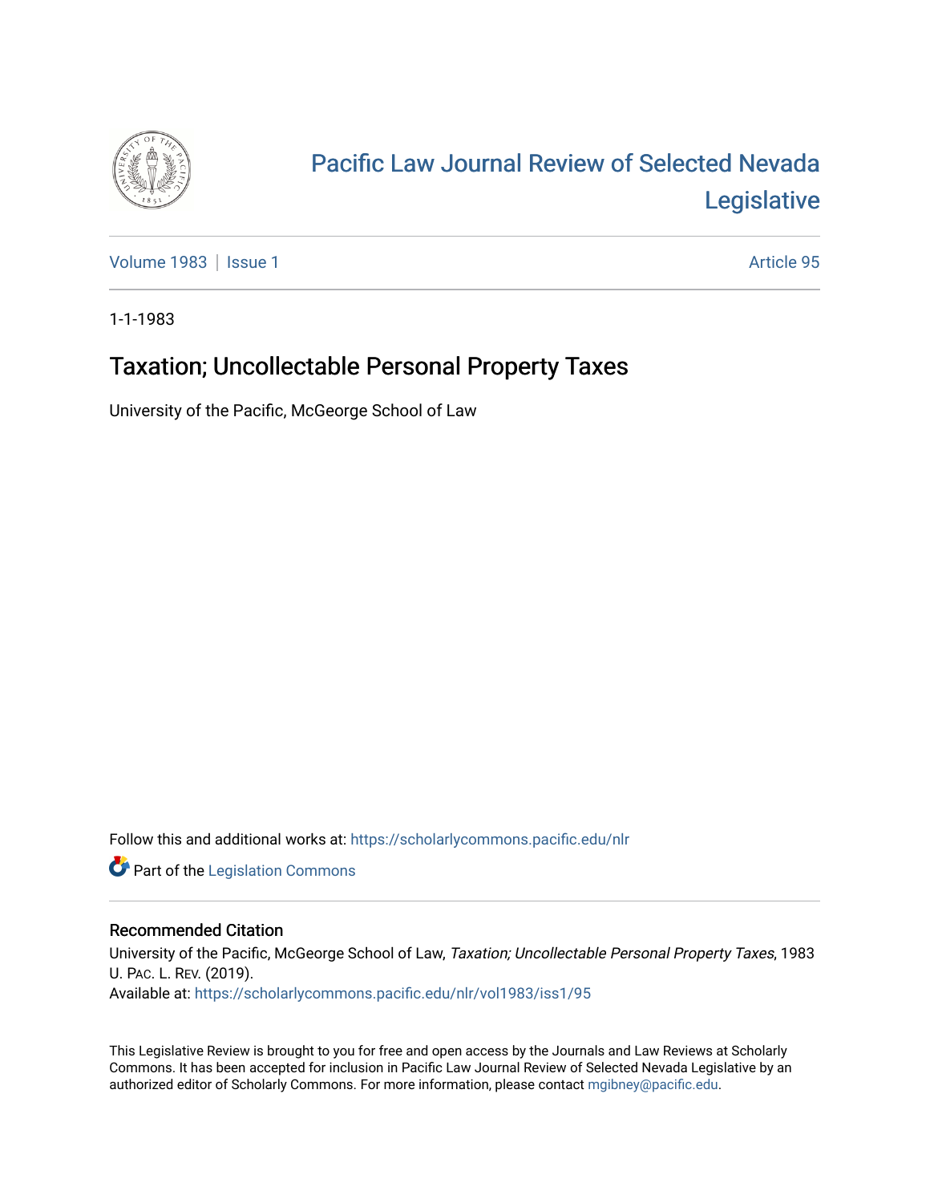# Pacific Law Journal Review of Selected Nevada Legislative

Volume 1983 | Issue 1 Article 95

1-1-1983

## Taxation; Uncollectable Personal Property Taxes

University of the Pacific, McGeorge School of Law

Follow this and additional works at: https://scholarlycommons.pacific.edu/nlr

Part of the Legislation Commons

### Recommended Citation

University of the Pacific, McGeorge School of Law, *Taxation; Uncollectable Personal Property Taxes*, 1983 U. PAC. L. REV. (2019).
Available at: https://scholarlycommons.pacific.edu/nlr/vol1983/iss1/95

This Legislative Review is brought to you for free and open access by the Journals and Law Reviews at Scholarly Commons. It has been accepted for inclusion in Pacific Law Journal Review of Selected Nevada Legislative by an authorized editor of Scholarly Commons. For more information, please contact mgibney@pacific.edu.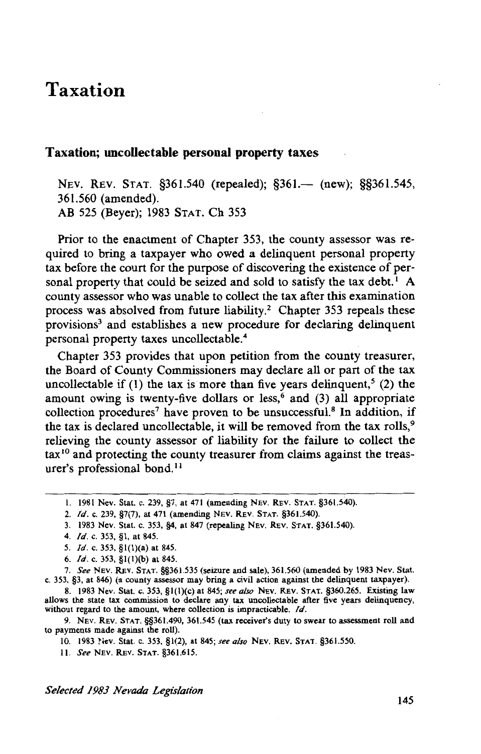# Taxation

## Taxation; uncollectable personal property taxes

NEV. REV. STAT. §361.540 (repealed); §361.— (new); §§361.545, 361.560 (amended).
AB 525 (Beyer); 1983 STAT. Ch 353

Prior to the enactment of Chapter 353, the county assessor was required to bring a taxpayer who owed a delinquent personal property tax before the court for the purpose of discovering the existence of personal property that could be seized and sold to satisfy the tax debt.[1] A county assessor who was unable to collect the tax after this examination process was absolved from future liability.[2] Chapter 353 repeals these provisions[3] and establishes a new procedure for declaring delinquent personal property taxes uncollectable.[4]

Chapter 353 provides that upon petition from the county treasurer, the Board of County Commissioners may declare all or part of the tax uncollectable if (1) the tax is more than five years delinquent,[5] (2) the amount owing is twenty-five dollars or less,[6] and (3) all appropriate collection procedures[7] have proven to be unsuccessful.[8] In addition, if the tax is declared uncollectable, it will be removed from the tax rolls,[9] relieving the county assessor of liability for the failure to collect the tax[10] and protecting the county treasurer from claims against the treasurer's professional bond.[11]

---

1. 1981 Nev. Stat. c. 239, §7, at 471 (amending NEV. REV. STAT. §361.540).
2. *Id.* c. 239, §7(7), at 471 (amending NEV. REV. STAT. §361.540).
3. 1983 Nev. Stat. c. 353, §4, at 847 (repealing NEV. REV. STAT. §361.540).
4. *Id.* c. 353, §1, at 845.
5. *Id.* c. 353, §1(1)(a) at 845.
6. *Id.* c. 353, §1(1)(b) at 845.
7. *See* NEV. REV. STAT. §§361.535 (seizure and sale), 361.560 (amended by 1983 Nev. Stat. c. 353, §3, at 846) (a county assessor may bring a civil action against the delinquent taxpayer).
8. 1983 Nev. Stat. c. 353, §1(1)(c) at 845; *see also* NEV. REV. STAT. §360.265. Existing law allows the state tax commission to declare any tax uncollectable after five years delinquency, without regard to the amount, where collection is impracticable. *Id.*
9. NEV. REV. STAT. §§361.490, 361.545 (tax receiver's duty to swear to assessment roll and to payments made against the roll).
10. 1983 Nev. Stat. c. 353, §1(2), at 845; *see also* NEV. REV. STAT. §361.550.
11. *See* NEV. REV. STAT. §361.615.